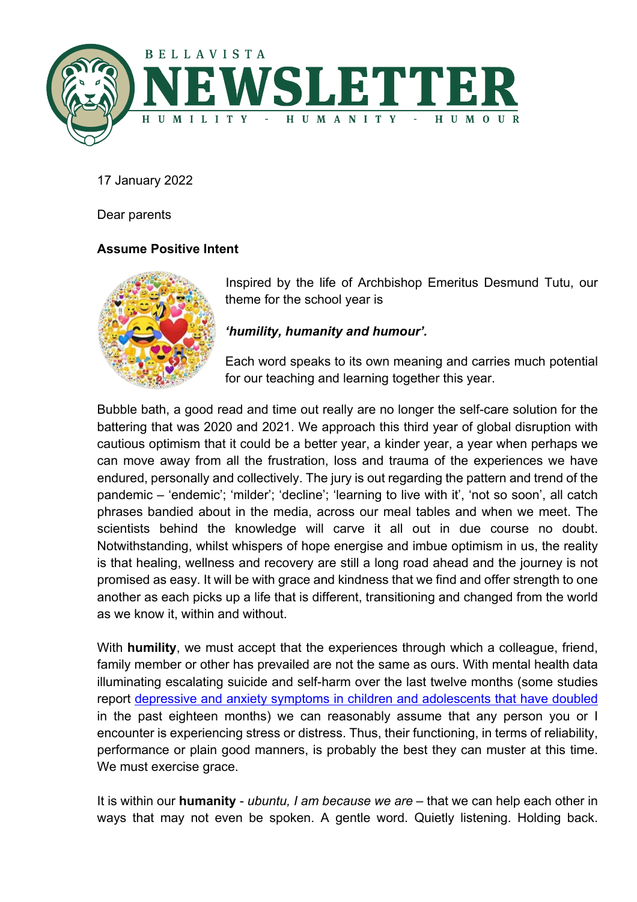# BELLAVISTA NEWSLETTER

HUMILITY - HUMANITY - HUMOUR

17 January 2022

Dear parents

**Assume Positive Intent**

Inspired by the life of Archbishop Emeritus Desmund Tutu, our theme for the school year is

***'humility, humanity and humour'.***

Each word speaks to its own meaning and carries much potential for our teaching and learning together this year.

Bubble bath, a good read and time out really are no longer the self-care solution for the battering that was 2020 and 2021. We approach this third year of global disruption with cautious optimism that it could be a better year, a kinder year, a year when perhaps we can move away from all the frustration, loss and trauma of the experiences we have endured, personally and collectively. The jury is out regarding the pattern and trend of the pandemic – 'endemic'; 'milder'; 'decline'; 'learning to live with it', 'not so soon', all catch phrases bandied about in the media, across our meal tables and when we meet. The scientists behind the knowledge will carve it all out in due course no doubt. Notwithstanding, whilst whispers of hope energise and imbue optimism in us, the reality is that healing, wellness and recovery are still a long road ahead and the journey is not promised as easy. It will be with grace and kindness that we find and offer strength to one another as each picks up a life that is different, transitioning and changed from the world as we know it, within and without.

With **humility**, we must accept that the experiences through which a colleague, friend, family member or other has prevailed are not the same as ours. With mental health data illuminating escalating suicide and self-harm over the last twelve months (some studies report depressive and anxiety symptoms in children and adolescents that have doubled in the past eighteen months) we can reasonably assume that any person you or I encounter is experiencing stress or distress. Thus, their functioning, in terms of reliability, performance or plain good manners, is probably the best they can muster at this time. We must exercise grace.

It is within our **humanity** - *ubuntu, I am because we are* – that we can help each other in ways that may not even be spoken. A gentle word. Quietly listening. Holding back.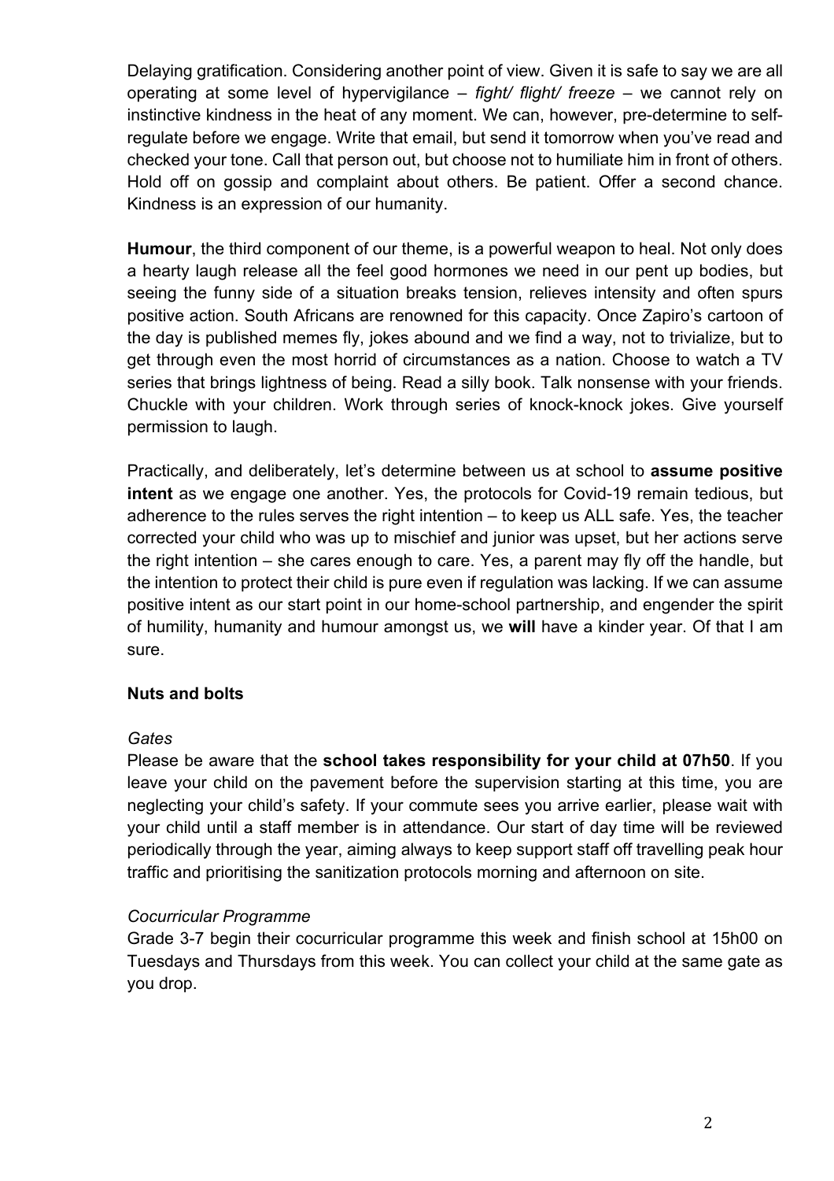Delaying gratification. Considering another point of view. Given it is safe to say we are all operating at some level of hypervigilance – *fight/ flight/ freeze* – we cannot rely on instinctive kindness in the heat of any moment. We can, however, pre-determine to self-regulate before we engage. Write that email, but send it tomorrow when you've read and checked your tone. Call that person out, but choose not to humiliate him in front of others. Hold off on gossip and complaint about others. Be patient. Offer a second chance. Kindness is an expression of our humanity.

**Humour**, the third component of our theme, is a powerful weapon to heal. Not only does a hearty laugh release all the feel good hormones we need in our pent up bodies, but seeing the funny side of a situation breaks tension, relieves intensity and often spurs positive action. South Africans are renowned for this capacity. Once Zapiro's cartoon of the day is published memes fly, jokes abound and we find a way, not to trivialize, but to get through even the most horrid of circumstances as a nation. Choose to watch a TV series that brings lightness of being. Read a silly book. Talk nonsense with your friends. Chuckle with your children. Work through series of knock-knock jokes. Give yourself permission to laugh.

Practically, and deliberately, let's determine between us at school to **assume positive intent** as we engage one another. Yes, the protocols for Covid-19 remain tedious, but adherence to the rules serves the right intention – to keep us ALL safe. Yes, the teacher corrected your child who was up to mischief and junior was upset, but her actions serve the right intention – she cares enough to care. Yes, a parent may fly off the handle, but the intention to protect their child is pure even if regulation was lacking. If we can assume positive intent as our start point in our home-school partnership, and engender the spirit of humility, humanity and humour amongst us, we **will** have a kinder year. Of that I am sure.

### Nuts and bolts

*Gates*

Please be aware that the **school takes responsibility for your child at 07h50**. If you leave your child on the pavement before the supervision starting at this time, you are neglecting your child's safety. If your commute sees you arrive earlier, please wait with your child until a staff member is in attendance. Our start of day time will be reviewed periodically through the year, aiming always to keep support staff off travelling peak hour traffic and prioritising the sanitization protocols morning and afternoon on site.

*Cocurricular Programme*

Grade 3-7 begin their cocurricular programme this week and finish school at 15h00 on Tuesdays and Thursdays from this week. You can collect your child at the same gate as you drop.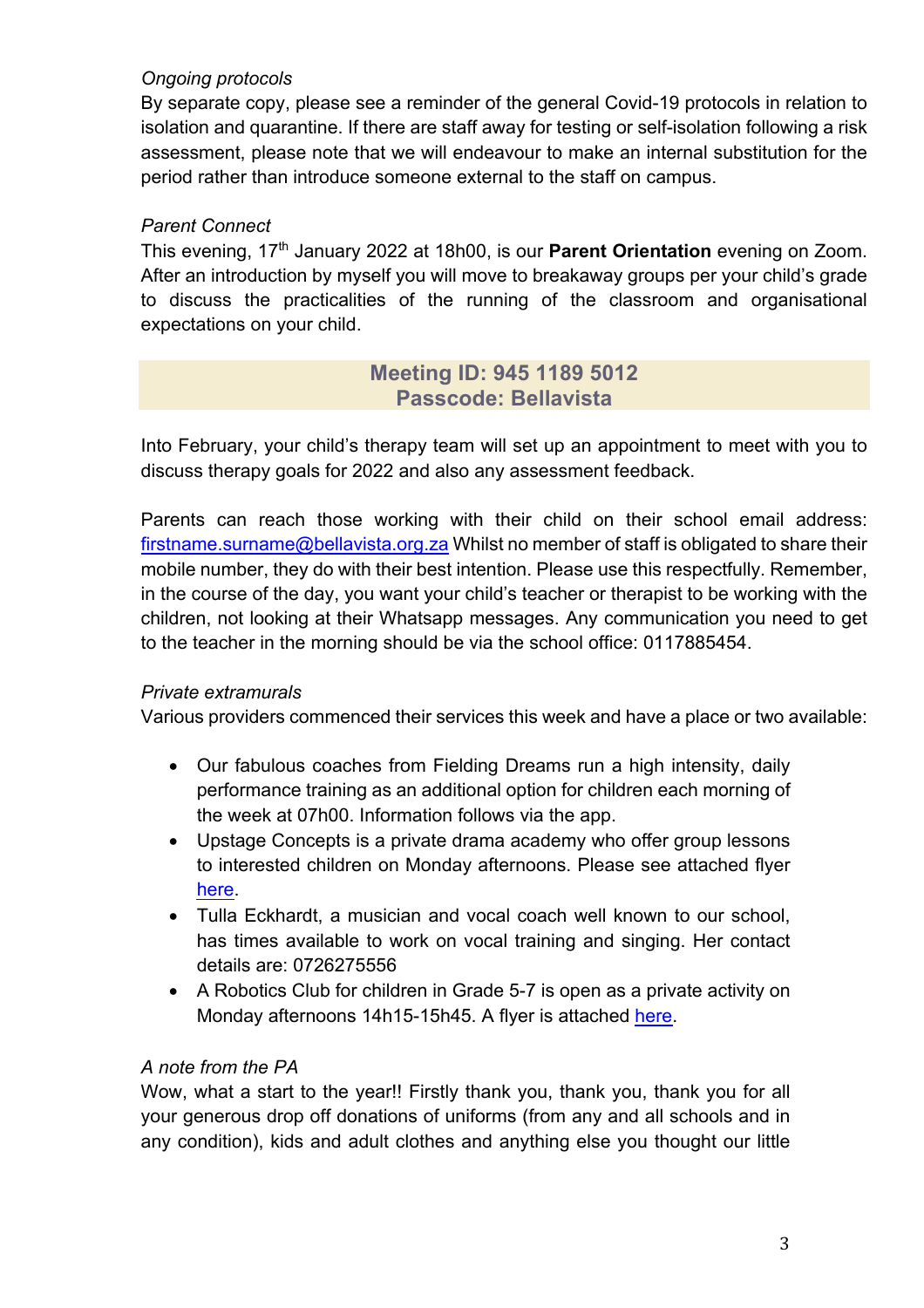*Ongoing protocols*

By separate copy, please see a reminder of the general Covid-19 protocols in relation to isolation and quarantine. If there are staff away for testing or self-isolation following a risk assessment, please note that we will endeavour to make an internal substitution for the period rather than introduce someone external to the staff on campus.

*Parent Connect*

This evening, 17th January 2022 at 18h00, is our **Parent Orientation** evening on Zoom. After an introduction by myself you will move to breakaway groups per your child's grade to discuss the practicalities of the running of the classroom and organisational expectations on your child.

**Meeting ID: 945 1189 5012**
**Passcode: Bellavista**

Into February, your child's therapy team will set up an appointment to meet with you to discuss therapy goals for 2022 and also any assessment feedback.

Parents can reach those working with their child on their school email address: firstname.surname@bellavista.org.za Whilst no member of staff is obligated to share their mobile number, they do with their best intention. Please use this respectfully. Remember, in the course of the day, you want your child's teacher or therapist to be working with the children, not looking at their Whatsapp messages. Any communication you need to get to the teacher in the morning should be via the school office: 0117885454.

*Private extramurals*

Various providers commenced their services this week and have a place or two available:

- Our fabulous coaches from Fielding Dreams run a high intensity, daily performance training as an additional option for children each morning of the week at 07h00. Information follows via the app.
- Upstage Concepts is a private drama academy who offer group lessons to interested children on Monday afternoons. Please see attached flyer here.
- Tulla Eckhardt, a musician and vocal coach well known to our school, has times available to work on vocal training and singing. Her contact details are: 0726275556
- A Robotics Club for children in Grade 5-7 is open as a private activity on Monday afternoons 14h15-15h45. A flyer is attached here.

*A note from the PA*

Wow, what a start to the year!! Firstly thank you, thank you, thank you for all your generous drop off donations of uniforms (from any and all schools and in any condition), kids and adult clothes and anything else you thought our little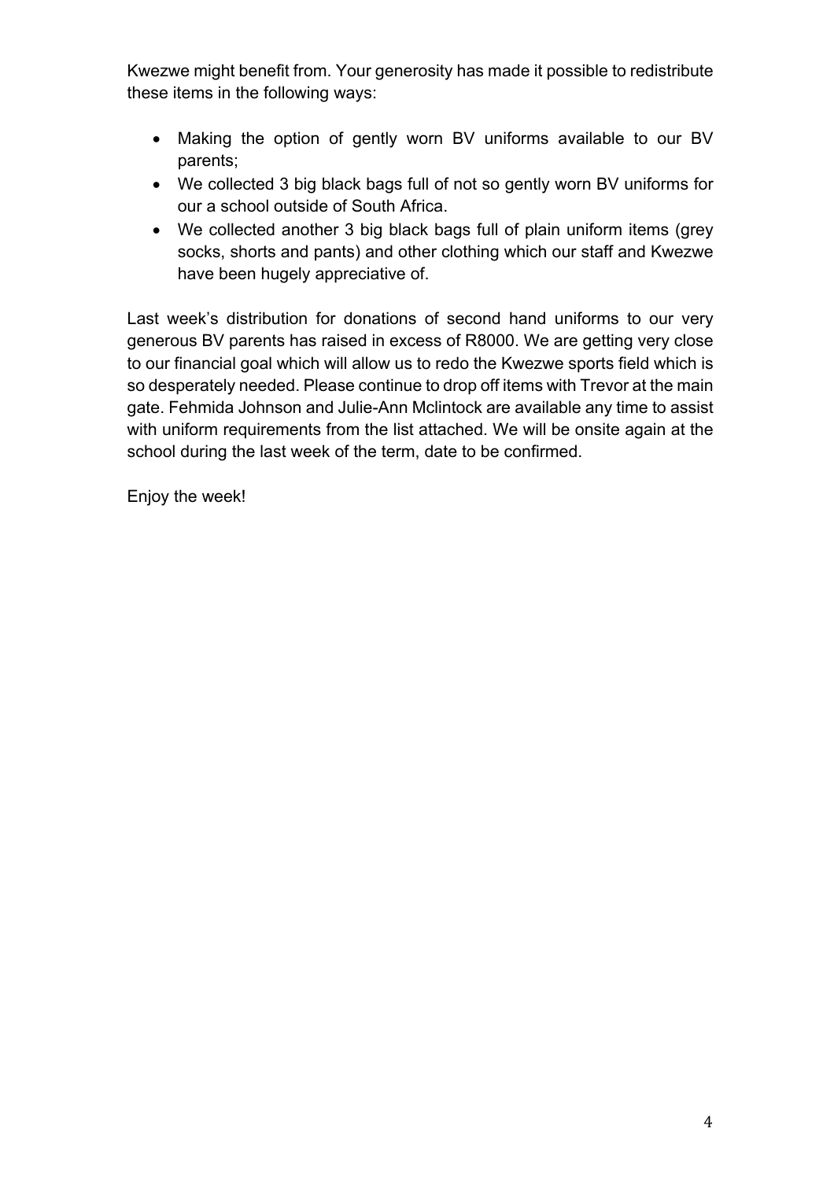Kwezwe might benefit from. Your generosity has made it possible to redistribute these items in the following ways:

- Making the option of gently worn BV uniforms available to our BV parents;
- We collected 3 big black bags full of not so gently worn BV uniforms for our a school outside of South Africa.
- We collected another 3 big black bags full of plain uniform items (grey socks, shorts and pants) and other clothing which our staff and Kwezwe have been hugely appreciative of.

Last week's distribution for donations of second hand uniforms to our very generous BV parents has raised in excess of R8000. We are getting very close to our financial goal which will allow us to redo the Kwezwe sports field which is so desperately needed. Please continue to drop off items with Trevor at the main gate. Fehmida Johnson and Julie-Ann Mclintock are available any time to assist with uniform requirements from the list attached. We will be onsite again at the school during the last week of the term, date to be confirmed.

Enjoy the week!